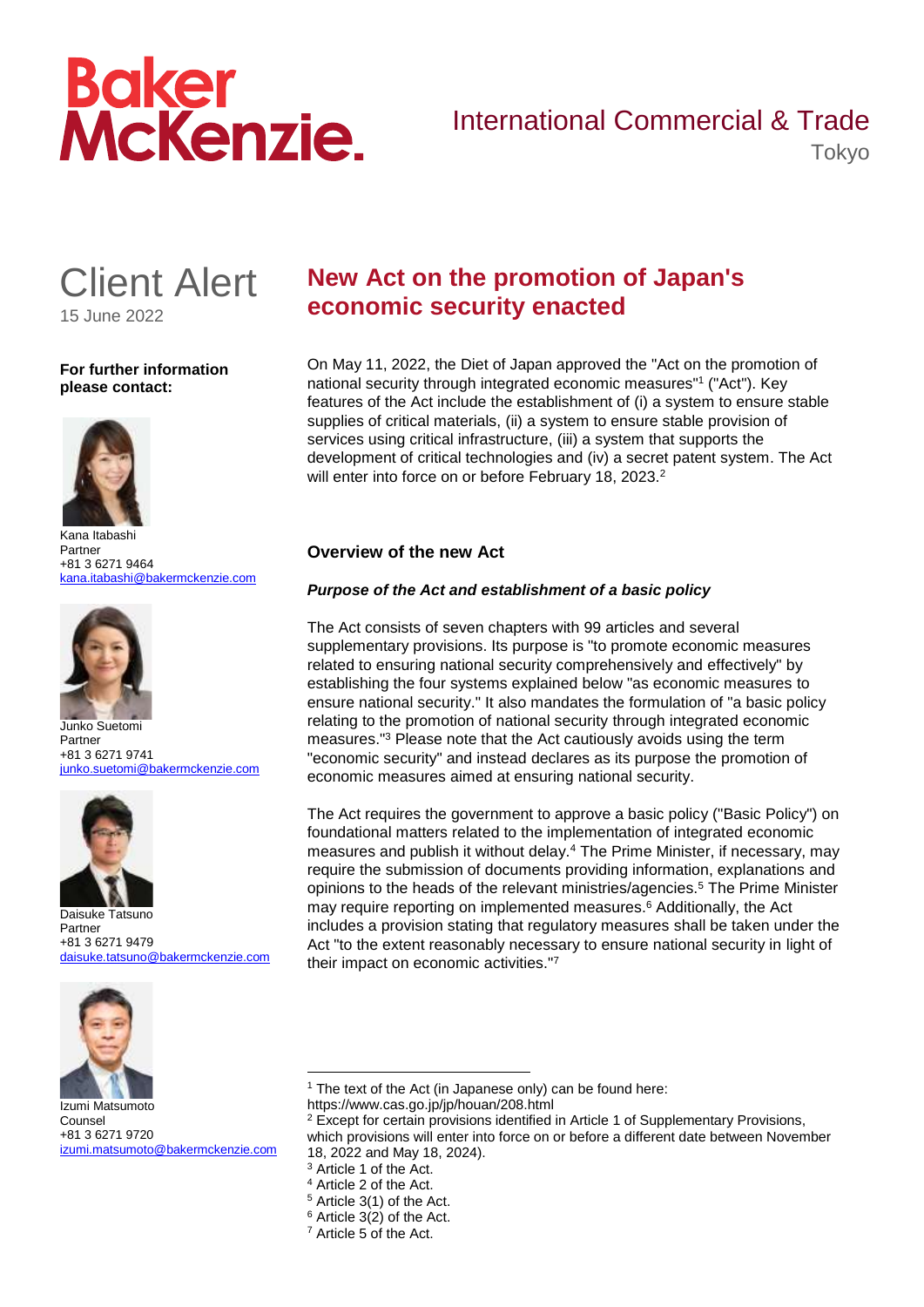Baker McKenzie.

International Commercial & Trade
Tokyo

# Client Alert

15 June 2022

**For further information please contact:**

Kana Itabashi
Partner
+81 3 6271 9464
kana.itabashi@bakermckenzie.com

Junko Suetomi
Partner
+81 3 6271 9741
junko.suetomi@bakermckenzie.com

Daisuke Tatsuno
Partner
+81 3 6271 9479
daisuke.tatsuno@bakermckenzie.com

Izumi Matsumoto
Counsel
+81 3 6271 9720
izumi.matsumoto@bakermckenzie.com

# New Act on the promotion of Japan's economic security enacted

On May 11, 2022, the Diet of Japan approved the "Act on the promotion of national security through integrated economic measures"[1] ("Act"). Key features of the Act include the establishment of (i) a system to ensure stable supplies of critical materials, (ii) a system to ensure stable provision of services using critical infrastructure, (iii) a system that supports the development of critical technologies and (iv) a secret patent system. The Act will enter into force on or before February 18, 2023.[2]

## Overview of the new Act

### *Purpose of the Act and establishment of a basic policy*

The Act consists of seven chapters with 99 articles and several supplementary provisions. Its purpose is "to promote economic measures related to ensuring national security comprehensively and effectively" by establishing the four systems explained below "as economic measures to ensure national security." It also mandates the formulation of "a basic policy relating to the promotion of national security through integrated economic measures."[3] Please note that the Act cautiously avoids using the term "economic security" and instead declares as its purpose the promotion of economic measures aimed at ensuring national security.

The Act requires the government to approve a basic policy ("Basic Policy") on foundational matters related to the implementation of integrated economic measures and publish it without delay.[4] The Prime Minister, if necessary, may require the submission of documents providing information, explanations and opinions to the heads of the relevant ministries/agencies.[5] The Prime Minister may require reporting on implemented measures.[6] Additionally, the Act includes a provision stating that regulatory measures shall be taken under the Act "to the extent reasonably necessary to ensure national security in light of their impact on economic activities."[7]

---

[1] The text of the Act (in Japanese only) can be found here: https://www.cas.go.jp/jp/houan/208.html

[2] Except for certain provisions identified in Article 1 of Supplementary Provisions, which provisions will enter into force on or before a different date between November 18, 2022 and May 18, 2024).

[3] Article 1 of the Act.

[4] Article 2 of the Act.

[5] Article 3(1) of the Act.

[6] Article 3(2) of the Act.

[7] Article 5 of the Act.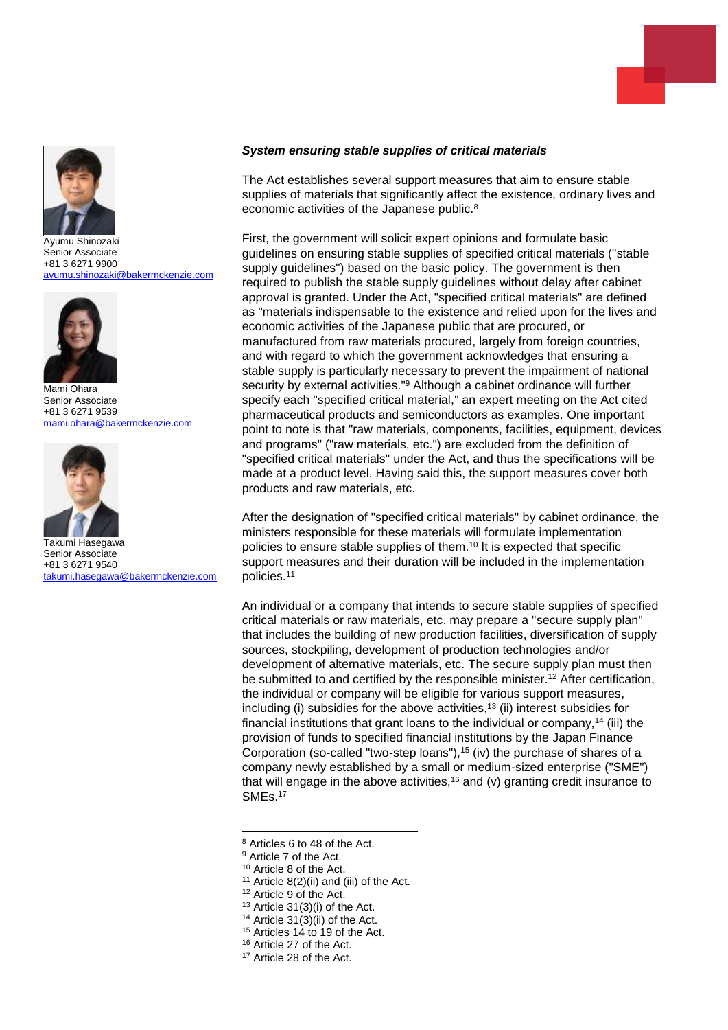Ayumu Shinozaki
Senior Associate
+81 3 6271 9900
ayumu.shinozaki@bakermckenzie.com

Mami Ohara
Senior Associate
+81 3 6271 9539
mami.ohara@bakermckenzie.com

Takumi Hasegawa
Senior Associate
+81 3 6271 9540
takumi.hasegawa@bakermckenzie.com

***System ensuring stable supplies of critical materials***

The Act establishes several support measures that aim to ensure stable supplies of materials that significantly affect the existence, ordinary lives and economic activities of the Japanese public.[8]

First, the government will solicit expert opinions and formulate basic guidelines on ensuring stable supplies of specified critical materials ("stable supply guidelines") based on the basic policy. The government is then required to publish the stable supply guidelines without delay after cabinet approval is granted. Under the Act, "specified critical materials" are defined as "materials indispensable to the existence and relied upon for the lives and economic activities of the Japanese public that are procured, or manufactured from raw materials procured, largely from foreign countries, and with regard to which the government acknowledges that ensuring a stable supply is particularly necessary to prevent the impairment of national security by external activities."[9] Although a cabinet ordinance will further specify each "specified critical material," an expert meeting on the Act cited pharmaceutical products and semiconductors as examples. One important point to note is that "raw materials, components, facilities, equipment, devices and programs" ("raw materials, etc.") are excluded from the definition of "specified critical materials" under the Act, and thus the specifications will be made at a product level. Having said this, the support measures cover both products and raw materials, etc.

After the designation of "specified critical materials" by cabinet ordinance, the ministers responsible for these materials will formulate implementation policies to ensure stable supplies of them.[10] It is expected that specific support measures and their duration will be included in the implementation policies.[11]

An individual or a company that intends to secure stable supplies of specified critical materials or raw materials, etc. may prepare a "secure supply plan" that includes the building of new production facilities, diversification of supply sources, stockpiling, development of production technologies and/or development of alternative materials, etc. The secure supply plan must then be submitted to and certified by the responsible minister.[12] After certification, the individual or company will be eligible for various support measures, including (i) subsidies for the above activities,[13] (ii) interest subsidies for financial institutions that grant loans to the individual or company,[14] (iii) the provision of funds to specified financial institutions by the Japan Finance Corporation (so-called "two-step loans"),[15] (iv) the purchase of shares of a company newly established by a small or medium-sized enterprise ("SME") that will engage in the above activities,[16] and (v) granting credit insurance to SMEs.[17]

---

[8] Articles 6 to 48 of the Act.
[9] Article 7 of the Act.
[10] Article 8 of the Act.
[11] Article 8(2)(ii) and (iii) of the Act.
[12] Article 9 of the Act.
[13] Article 31(3)(i) of the Act.
[14] Article 31(3)(ii) of the Act.
[15] Articles 14 to 19 of the Act.
[16] Article 27 of the Act.
[17] Article 28 of the Act.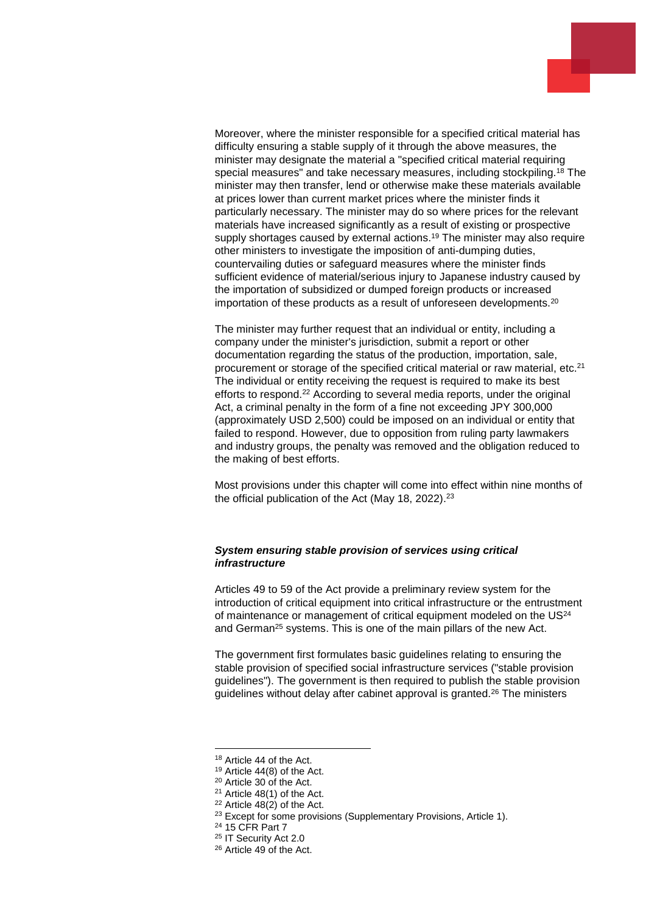Moreover, where the minister responsible for a specified critical material has difficulty ensuring a stable supply of it through the above measures, the minister may designate the material a "specified critical material requiring special measures" and take necessary measures, including stockpiling.[18] The minister may then transfer, lend or otherwise make these materials available at prices lower than current market prices where the minister finds it particularly necessary. The minister may do so where prices for the relevant materials have increased significantly as a result of existing or prospective supply shortages caused by external actions.[19] The minister may also require other ministers to investigate the imposition of anti-dumping duties, countervailing duties or safeguard measures where the minister finds sufficient evidence of material/serious injury to Japanese industry caused by the importation of subsidized or dumped foreign products or increased importation of these products as a result of unforeseen developments.[20]

The minister may further request that an individual or entity, including a company under the minister's jurisdiction, submit a report or other documentation regarding the status of the production, importation, sale, procurement or storage of the specified critical material or raw material, etc.[21] The individual or entity receiving the request is required to make its best efforts to respond.[22] According to several media reports, under the original Act, a criminal penalty in the form of a fine not exceeding JPY 300,000 (approximately USD 2,500) could be imposed on an individual or entity that failed to respond. However, due to opposition from ruling party lawmakers and industry groups, the penalty was removed and the obligation reduced to the making of best efforts.

Most provisions under this chapter will come into effect within nine months of the official publication of the Act (May 18, 2022).[23]

### ***System ensuring stable provision of services using critical infrastructure***

Articles 49 to 59 of the Act provide a preliminary review system for the introduction of critical equipment into critical infrastructure or the entrustment of maintenance or management of critical equipment modeled on the US[24] and German[25] systems. This is one of the main pillars of the new Act.

The government first formulates basic guidelines relating to ensuring the stable provision of specified social infrastructure services ("stable provision guidelines"). The government is then required to publish the stable provision guidelines without delay after cabinet approval is granted.[26] The ministers

---

[18] Article 44 of the Act.
[19] Article 44(8) of the Act.
[20] Article 30 of the Act.
[21] Article 48(1) of the Act.
[22] Article 48(2) of the Act.
[23] Except for some provisions (Supplementary Provisions, Article 1).
[24] 15 CFR Part 7
[25] IT Security Act 2.0
[26] Article 49 of the Act.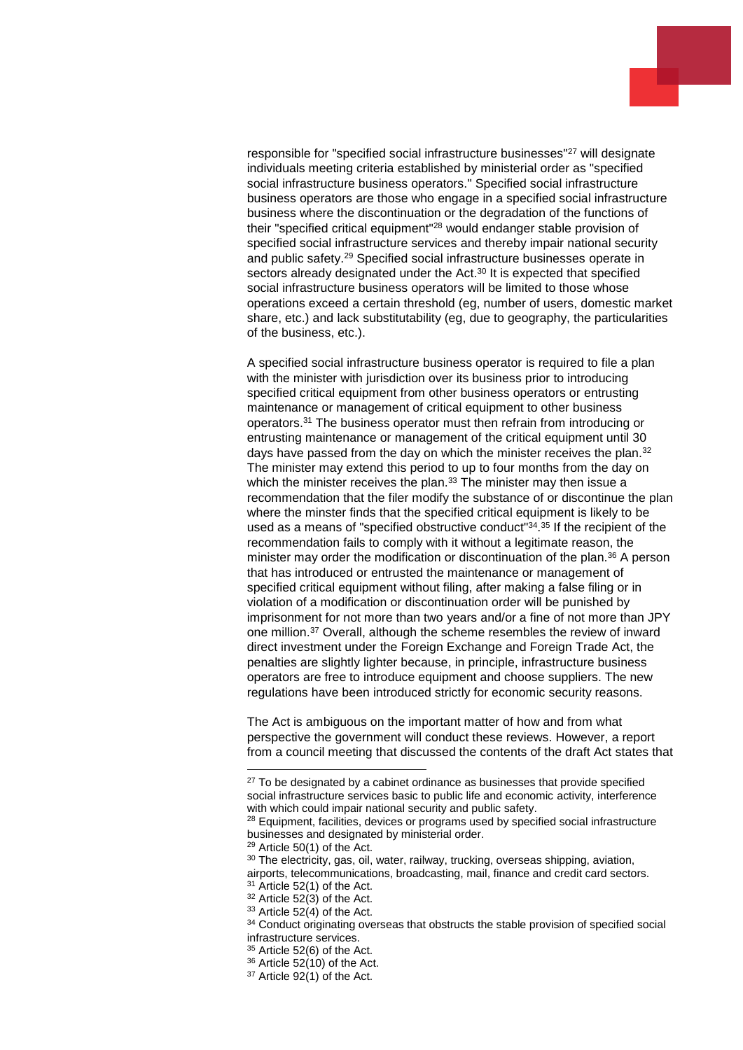responsible for "specified social infrastructure businesses"[27] will designate individuals meeting criteria established by ministerial order as "specified social infrastructure business operators." Specified social infrastructure business operators are those who engage in a specified social infrastructure business where the discontinuation or the degradation of the functions of their "specified critical equipment"[28] would endanger stable provision of specified social infrastructure services and thereby impair national security and public safety.[29] Specified social infrastructure businesses operate in sectors already designated under the Act.[30] It is expected that specified social infrastructure business operators will be limited to those whose operations exceed a certain threshold (eg, number of users, domestic market share, etc.) and lack substitutability (eg, due to geography, the particularities of the business, etc.).

A specified social infrastructure business operator is required to file a plan with the minister with jurisdiction over its business prior to introducing specified critical equipment from other business operators or entrusting maintenance or management of critical equipment to other business operators.[31] The business operator must then refrain from introducing or entrusting maintenance or management of the critical equipment until 30 days have passed from the day on which the minister receives the plan.[32] The minister may extend this period to up to four months from the day on which the minister receives the plan.[33] The minister may then issue a recommendation that the filer modify the substance of or discontinue the plan where the minster finds that the specified critical equipment is likely to be used as a means of "specified obstructive conduct"[34].[35] If the recipient of the recommendation fails to comply with it without a legitimate reason, the minister may order the modification or discontinuation of the plan.[36] A person that has introduced or entrusted the maintenance or management of specified critical equipment without filing, after making a false filing or in violation of a modification or discontinuation order will be punished by imprisonment for not more than two years and/or a fine of not more than JPY one million.[37] Overall, although the scheme resembles the review of inward direct investment under the Foreign Exchange and Foreign Trade Act, the penalties are slightly lighter because, in principle, infrastructure business operators are free to introduce equipment and choose suppliers. The new regulations have been introduced strictly for economic security reasons.

The Act is ambiguous on the important matter of how and from what perspective the government will conduct these reviews. However, a report from a council meeting that discussed the contents of the draft Act states that

---

[27] To be designated by a cabinet ordinance as businesses that provide specified social infrastructure services basic to public life and economic activity, interference with which could impair national security and public safety.

[28] Equipment, facilities, devices or programs used by specified social infrastructure businesses and designated by ministerial order.

[29] Article 50(1) of the Act.

[30] The electricity, gas, oil, water, railway, trucking, overseas shipping, aviation, airports, telecommunications, broadcasting, mail, finance and credit card sectors.

[31] Article 52(1) of the Act.

[32] Article 52(3) of the Act.

[33] Article 52(4) of the Act.

[34] Conduct originating overseas that obstructs the stable provision of specified social infrastructure services.

[35] Article 52(6) of the Act.

[36] Article 52(10) of the Act.

[37] Article 92(1) of the Act.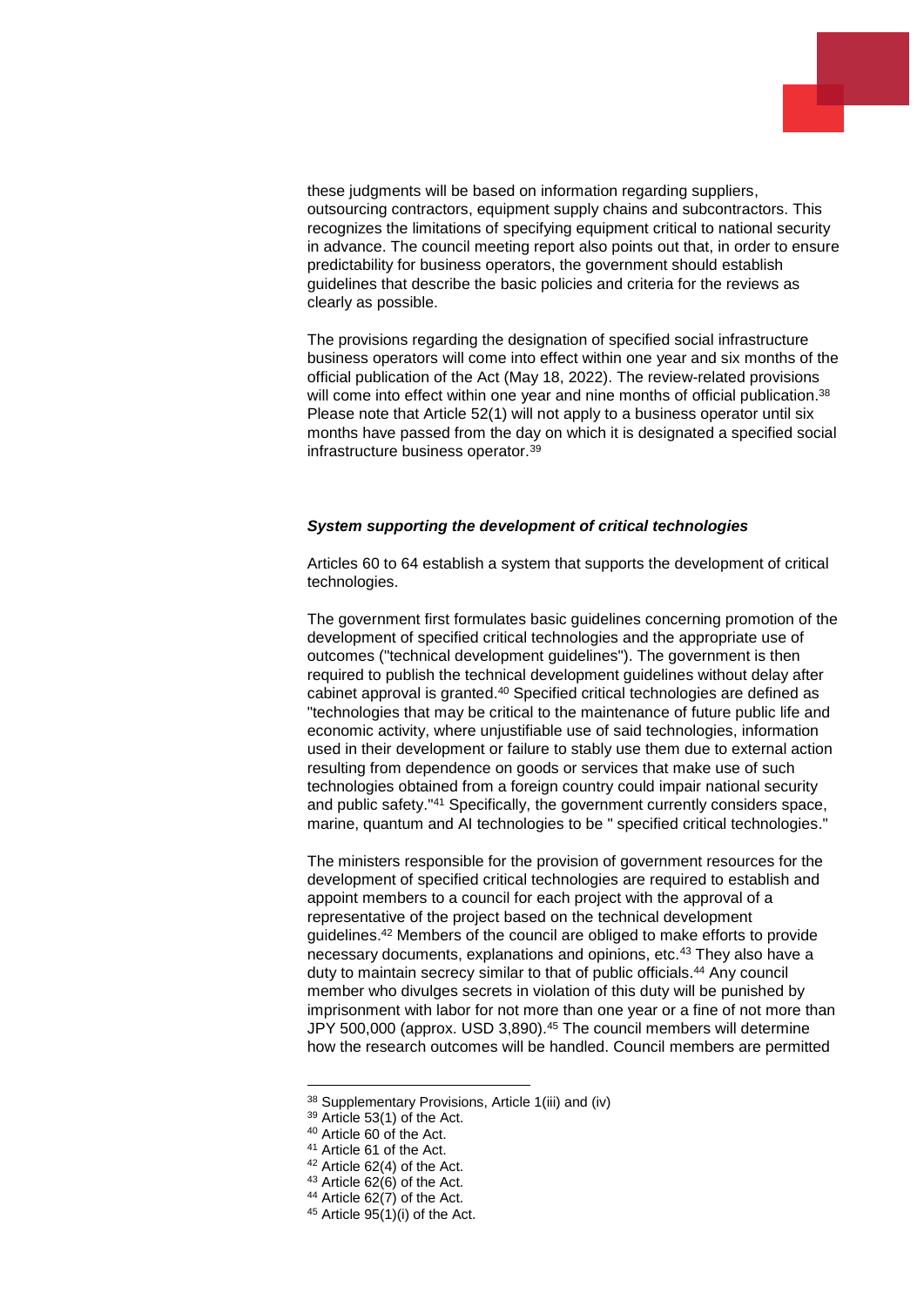these judgments will be based on information regarding suppliers, outsourcing contractors, equipment supply chains and subcontractors. This recognizes the limitations of specifying equipment critical to national security in advance. The council meeting report also points out that, in order to ensure predictability for business operators, the government should establish guidelines that describe the basic policies and criteria for the reviews as clearly as possible.

The provisions regarding the designation of specified social infrastructure business operators will come into effect within one year and six months of the official publication of the Act (May 18, 2022). The review-related provisions will come into effect within one year and nine months of official publication.[38] Please note that Article 52(1) will not apply to a business operator until six months have passed from the day on which it is designated a specified social infrastructure business operator.[39]

***System supporting the development of critical technologies***

Articles 60 to 64 establish a system that supports the development of critical technologies.

The government first formulates basic guidelines concerning promotion of the development of specified critical technologies and the appropriate use of outcomes ("technical development guidelines"). The government is then required to publish the technical development guidelines without delay after cabinet approval is granted.[40] Specified critical technologies are defined as "technologies that may be critical to the maintenance of future public life and economic activity, where unjustifiable use of said technologies, information used in their development or failure to stably use them due to external action resulting from dependence on goods or services that make use of such technologies obtained from a foreign country could impair national security and public safety."[41] Specifically, the government currently considers space, marine, quantum and AI technologies to be " specified critical technologies."

The ministers responsible for the provision of government resources for the development of specified critical technologies are required to establish and appoint members to a council for each project with the approval of a representative of the project based on the technical development guidelines.[42] Members of the council are obliged to make efforts to provide necessary documents, explanations and opinions, etc.[43] They also have a duty to maintain secrecy similar to that of public officials.[44] Any council member who divulges secrets in violation of this duty will be punished by imprisonment with labor for not more than one year or a fine of not more than JPY 500,000 (approx. USD 3,890).[45] The council members will determine how the research outcomes will be handled. Council members are permitted

---

[38] Supplementary Provisions, Article 1(iii) and (iv)
[39] Article 53(1) of the Act.
[40] Article 60 of the Act.
[41] Article 61 of the Act.
[42] Article 62(4) of the Act.
[43] Article 62(6) of the Act.
[44] Article 62(7) of the Act.
[45] Article 95(1)(i) of the Act.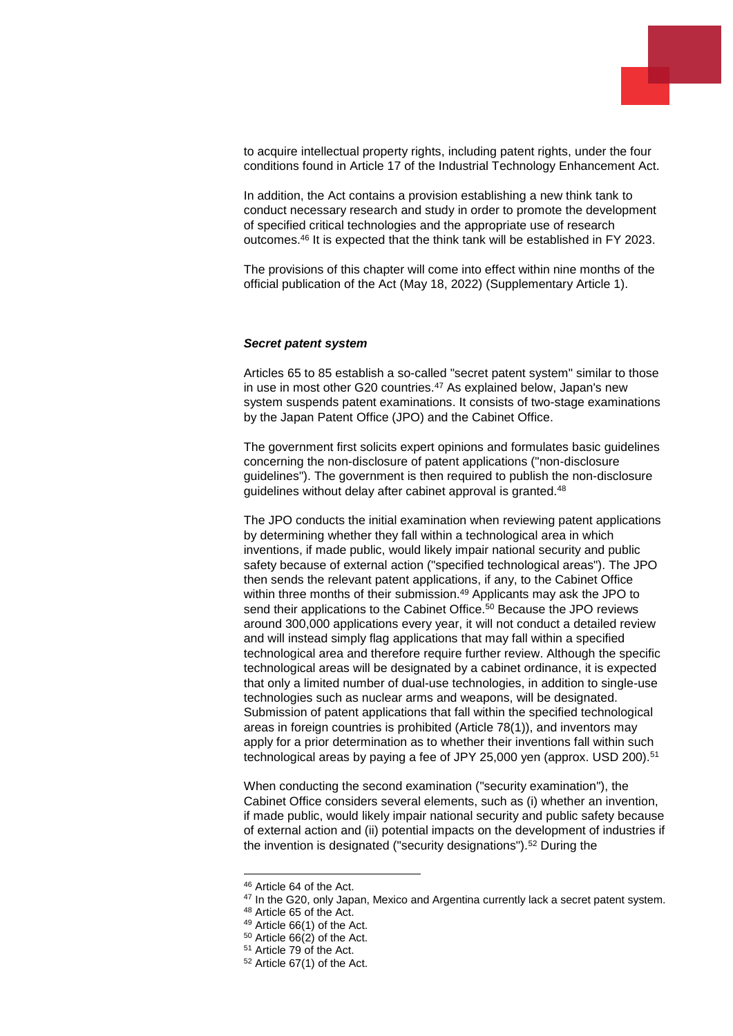to acquire intellectual property rights, including patent rights, under the four conditions found in Article 17 of the Industrial Technology Enhancement Act.

In addition, the Act contains a provision establishing a new think tank to conduct necessary research and study in order to promote the development of specified critical technologies and the appropriate use of research outcomes.[46] It is expected that the think tank will be established in FY 2023.

The provisions of this chapter will come into effect within nine months of the official publication of the Act (May 18, 2022) (Supplementary Article 1).

***Secret patent system***

Articles 65 to 85 establish a so-called "secret patent system" similar to those in use in most other G20 countries.[47] As explained below, Japan's new system suspends patent examinations. It consists of two-stage examinations by the Japan Patent Office (JPO) and the Cabinet Office.

The government first solicits expert opinions and formulates basic guidelines concerning the non-disclosure of patent applications ("non-disclosure guidelines"). The government is then required to publish the non-disclosure guidelines without delay after cabinet approval is granted.[48]

The JPO conducts the initial examination when reviewing patent applications by determining whether they fall within a technological area in which inventions, if made public, would likely impair national security and public safety because of external action ("specified technological areas"). The JPO then sends the relevant patent applications, if any, to the Cabinet Office within three months of their submission.[49] Applicants may ask the JPO to send their applications to the Cabinet Office.[50] Because the JPO reviews around 300,000 applications every year, it will not conduct a detailed review and will instead simply flag applications that may fall within a specified technological area and therefore require further review. Although the specific technological areas will be designated by a cabinet ordinance, it is expected that only a limited number of dual-use technologies, in addition to single-use technologies such as nuclear arms and weapons, will be designated. Submission of patent applications that fall within the specified technological areas in foreign countries is prohibited (Article 78(1)), and inventors may apply for a prior determination as to whether their inventions fall within such technological areas by paying a fee of JPY 25,000 yen (approx. USD 200).[51]

When conducting the second examination ("security examination"), the Cabinet Office considers several elements, such as (i) whether an invention, if made public, would likely impair national security and public safety because of external action and (ii) potential impacts on the development of industries if the invention is designated ("security designations").[52] During the

---

[46] Article 64 of the Act.

[47] In the G20, only Japan, Mexico and Argentina currently lack a secret patent system.

[48] Article 65 of the Act.

[49] Article 66(1) of the Act.

[50] Article 66(2) of the Act.

[51] Article 79 of the Act.

[52] Article 67(1) of the Act.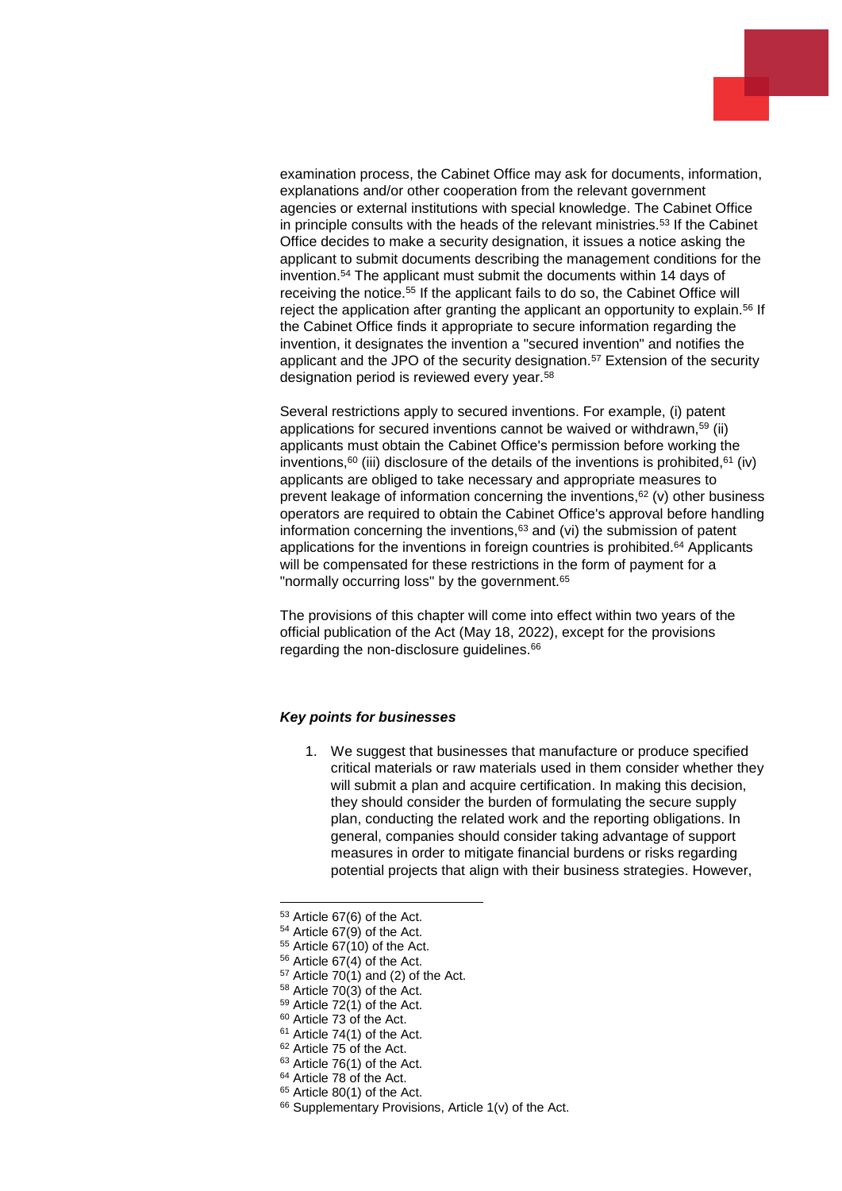examination process, the Cabinet Office may ask for documents, information, explanations and/or other cooperation from the relevant government agencies or external institutions with special knowledge. The Cabinet Office in principle consults with the heads of the relevant ministries.[53] If the Cabinet Office decides to make a security designation, it issues a notice asking the applicant to submit documents describing the management conditions for the invention.[54] The applicant must submit the documents within 14 days of receiving the notice.[55] If the applicant fails to do so, the Cabinet Office will reject the application after granting the applicant an opportunity to explain.[56] If the Cabinet Office finds it appropriate to secure information regarding the invention, it designates the invention a "secured invention" and notifies the applicant and the JPO of the security designation.[57] Extension of the security designation period is reviewed every year.[58]

Several restrictions apply to secured inventions. For example, (i) patent applications for secured inventions cannot be waived or withdrawn,[59] (ii) applicants must obtain the Cabinet Office's permission before working the inventions,[60] (iii) disclosure of the details of the inventions is prohibited,[61] (iv) applicants are obliged to take necessary and appropriate measures to prevent leakage of information concerning the inventions,[62] (v) other business operators are required to obtain the Cabinet Office's approval before handling information concerning the inventions,[63] and (vi) the submission of patent applications for the inventions in foreign countries is prohibited.[64] Applicants will be compensated for these restrictions in the form of payment for a "normally occurring loss" by the government.[65]

The provisions of this chapter will come into effect within two years of the official publication of the Act (May 18, 2022), except for the provisions regarding the non-disclosure guidelines.[66]

***Key points for businesses***

1. We suggest that businesses that manufacture or produce specified critical materials or raw materials used in them consider whether they will submit a plan and acquire certification. In making this decision, they should consider the burden of formulating the secure supply plan, conducting the related work and the reporting obligations. In general, companies should consider taking advantage of support measures in order to mitigate financial burdens or risks regarding potential projects that align with their business strategies. However,

---

[53] Article 67(6) of the Act.
[54] Article 67(9) of the Act.
[55] Article 67(10) of the Act.
[56] Article 67(4) of the Act.
[57] Article 70(1) and (2) of the Act.
[58] Article 70(3) of the Act.
[59] Article 72(1) of the Act.
[60] Article 73 of the Act.
[61] Article 74(1) of the Act.
[62] Article 75 of the Act.
[63] Article 76(1) of the Act.
[64] Article 78 of the Act.
[65] Article 80(1) of the Act.
[66] Supplementary Provisions, Article 1(v) of the Act.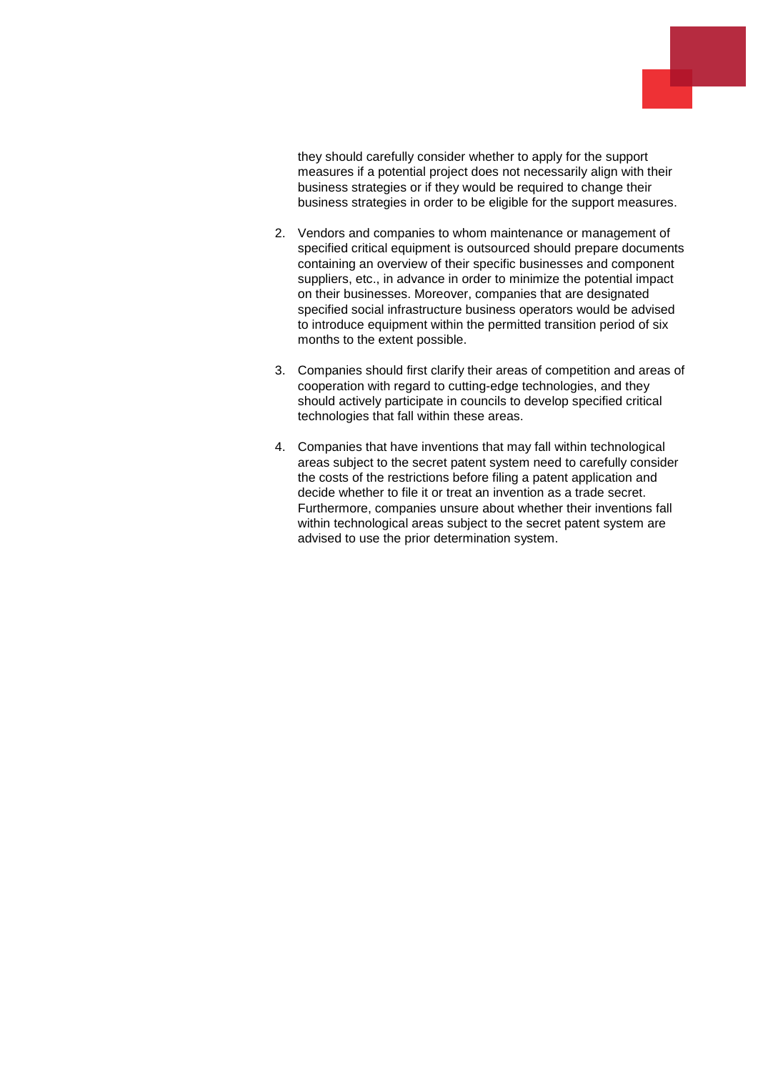they should carefully consider whether to apply for the support measures if a potential project does not necessarily align with their business strategies or if they would be required to change their business strategies in order to be eligible for the support measures.

2. Vendors and companies to whom maintenance or management of specified critical equipment is outsourced should prepare documents containing an overview of their specific businesses and component suppliers, etc., in advance in order to minimize the potential impact on their businesses. Moreover, companies that are designated specified social infrastructure business operators would be advised to introduce equipment within the permitted transition period of six months to the extent possible.

3. Companies should first clarify their areas of competition and areas of cooperation with regard to cutting-edge technologies, and they should actively participate in councils to develop specified critical technologies that fall within these areas.

4. Companies that have inventions that may fall within technological areas subject to the secret patent system need to carefully consider the costs of the restrictions before filing a patent application and decide whether to file it or treat an invention as a trade secret. Furthermore, companies unsure about whether their inventions fall within technological areas subject to the secret patent system are advised to use the prior determination system.